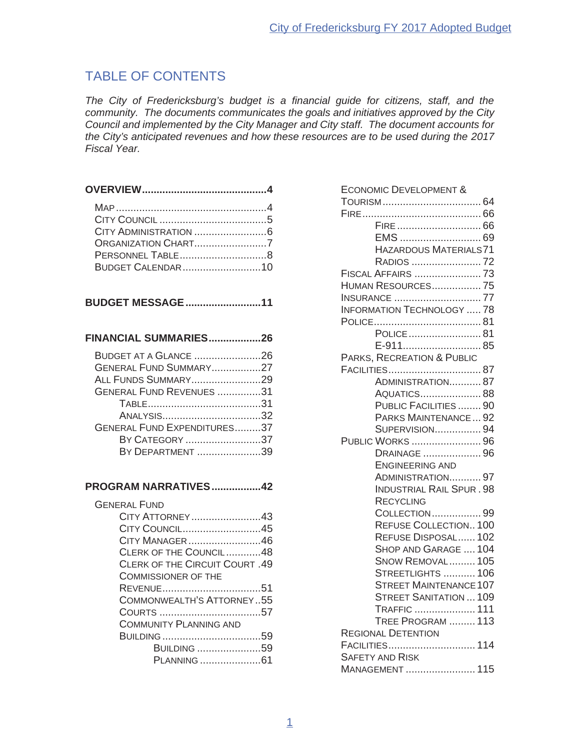# TABLE OF CONTENTS

*The City of Fredericksburg's budget is a financial guide for citizens, staff, and the community. The documents communicates the goals and initiatives approved by the City Council and implemented by the City Manager and City staff. The document accounts for the City's anticipated revenues and how these resources are to be used during the 2017 Fiscal Year.*

**OVERVIEW.......................................4**

- Map.......................................4
- City Council.......................................5
- City Administration.......................................6
- Organization Chart.......................................7
- Personnel Table.......................................8
- Budget Calendar.......................................10

**BUDGET MESSAGE.......................................11**

**FINANCIAL SUMMARIES.......................................26**

- Budget at a Glance.......................................26
- General Fund Summary.......................................27
- All Funds Summary.......................................29
- General Fund Revenues.......................................31
  - Table.......................................31
  - Analysis.......................................32
- General Fund Expenditures.......................................37
  - By Category.......................................37
  - By Department.......................................39

**PROGRAM NARRATIVES.......................................42**

- General Fund
  - City Attorney.......................................43
  - City Council.......................................45
  - City Manager.......................................46
  - Clerk of the Council.......................................48
  - Clerk of the Circuit Court.......................................49
  - Commissioner of the Revenue.......................................51
  - Commonwealth's Attorney.......................................55
  - Courts.......................................57
  - Community Planning and Building.......................................59
    - Building.......................................59
    - Planning.......................................61
  - Economic Development & Tourism.......................................64
  - Fire.......................................66
    - Fire.......................................66
    - EMS.......................................69
    - Hazardous Materials.......................................71
    - Radios.......................................72
  - Fiscal Affairs.......................................73
  - Human Resources.......................................75
  - Insurance.......................................77
  - Information Technology.......................................78
  - Police.......................................81
    - Police.......................................81
    - E-911.......................................85
  - Parks, Recreation & Public Facilities.......................................87
    - Administration.......................................87
    - Aquatics.......................................88
    - Public Facilities.......................................90
    - Parks Maintenance.......................................92
    - Supervision.......................................94
  - Public Works.......................................96
    - Drainage.......................................96
    - Engineering and Administration.......................................97
    - Industrial Rail Spur.......................................98
    - Recycling Collection.......................................99
    - Refuse Collection.......................................100
    - Refuse Disposal.......................................102
    - Shop and Garage.......................................104
    - Snow Removal.......................................105
    - Streetlights.......................................106
    - Street Maintenance.......................................107
    - Street Sanitation.......................................109
    - Traffic.......................................111
    - Tree Program.......................................113
  - Regional Detention Facilities.......................................114
  - Safety and Risk Management.......................................115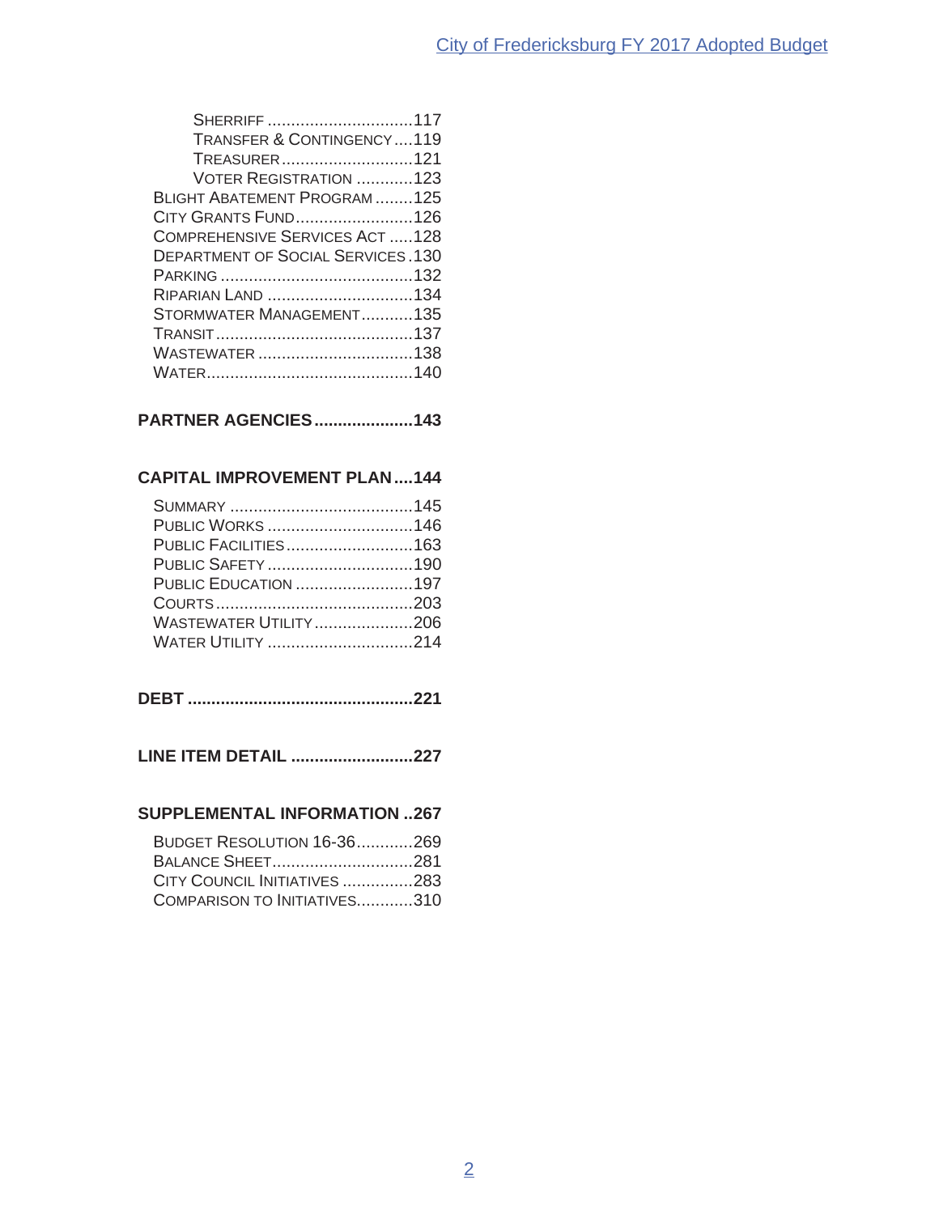SHERRIFF ..............................117
TRANSFER & CONTINGENCY....119
TREASURER............................121
VOTER REGISTRATION ............123

BLIGHT ABATEMENT PROGRAM ........125
CITY GRANTS FUND.........................126
COMPREHENSIVE SERVICES ACT .....128
DEPARTMENT OF SOCIAL SERVICES.130
PARKING .........................................132
RIPARIAN LAND ...............................134
STORMWATER MANAGEMENT...........135
TRANSIT..........................................137
WASTEWATER .................................138
WATER............................................140

**PARTNER AGENCIES.....................143**

**CAPITAL IMPROVEMENT PLAN....144**

SUMMARY .......................................145
PUBLIC WORKS ...............................146
PUBLIC FACILITIES...........................163
PUBLIC SAFETY ...............................190
PUBLIC EDUCATION .........................197
COURTS..........................................203
WASTEWATER UTILITY.....................206
WATER UTILITY ...............................214

**DEBT ................................................221**

**LINE ITEM DETAIL ..........................227**

**SUPPLEMENTAL INFORMATION ..267**

BUDGET RESOLUTION 16-36............269
BALANCE SHEET..............................281
CITY COUNCIL INITIATIVES ...............283
COMPARISON TO INITIATIVES............310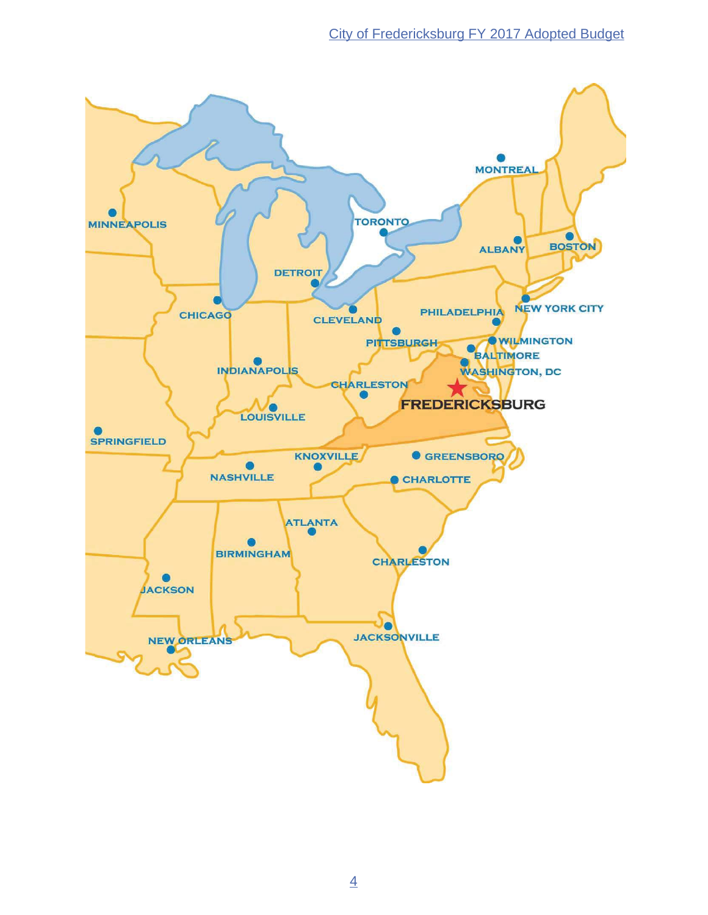MONTREAL

MINNEAPOLIS

TORONTO

ALBANY

BOSTON

DETROIT

CHICAGO

CLEVELAND

PHILADELPHIA

NEW YORK CITY

PITTSBURGH

WILMINGTON

BALTIMORE

INDIANAPOLIS

WASHINGTON, DC

CHARLESTON

FREDERICKSBURG

LOUISVILLE

SPRINGFIELD

KNOXVILLE

GREENSBORO

NASHVILLE

CHARLOTTE

ATLANTA

BIRMINGHAM

CHARLESTON

JACKSON

NEW ORLEANS

JACKSONVILLE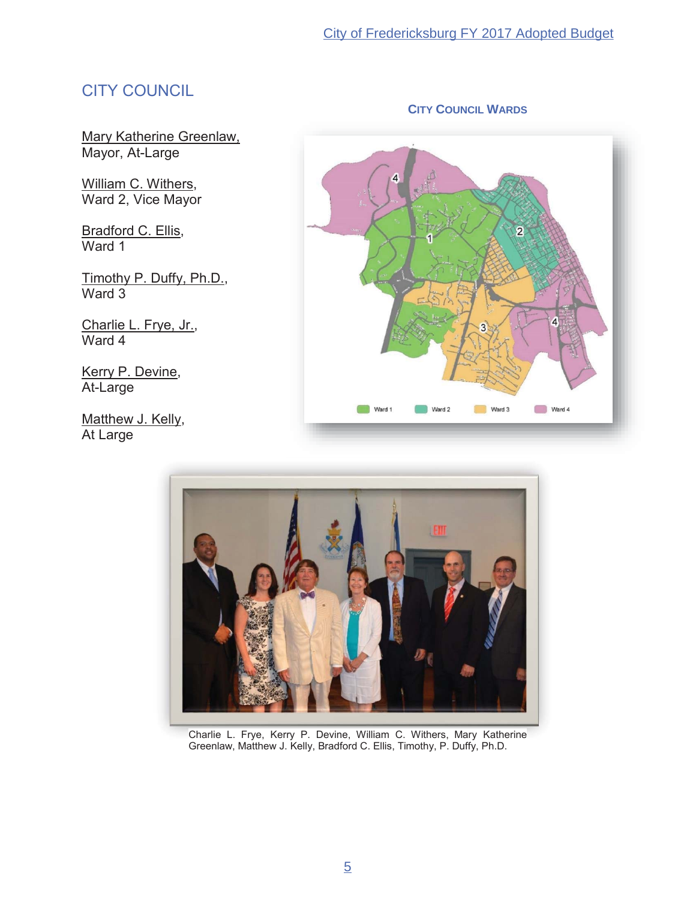# CITY COUNCIL

Mary Katherine Greenlaw,
Mayor, At-Large

William C. Withers,
Ward 2, Vice Mayor

Bradford C. Ellis,
Ward 1

Timothy P. Duffy, Ph.D.,
Ward 3

Charlie L. Frye, Jr.,
Ward 4

Kerry P. Devine,
At-Large

Matthew J. Kelly,
At Large

## CITY COUNCIL WARDS

4
1
2
3
4

Ward 1 Ward 2 Ward 3 Ward 4

Charlie L. Frye, Kerry P. Devine, William C. Withers, Mary Katherine Greenlaw, Matthew J. Kelly, Bradford C. Ellis, Timothy, P. Duffy, Ph.D.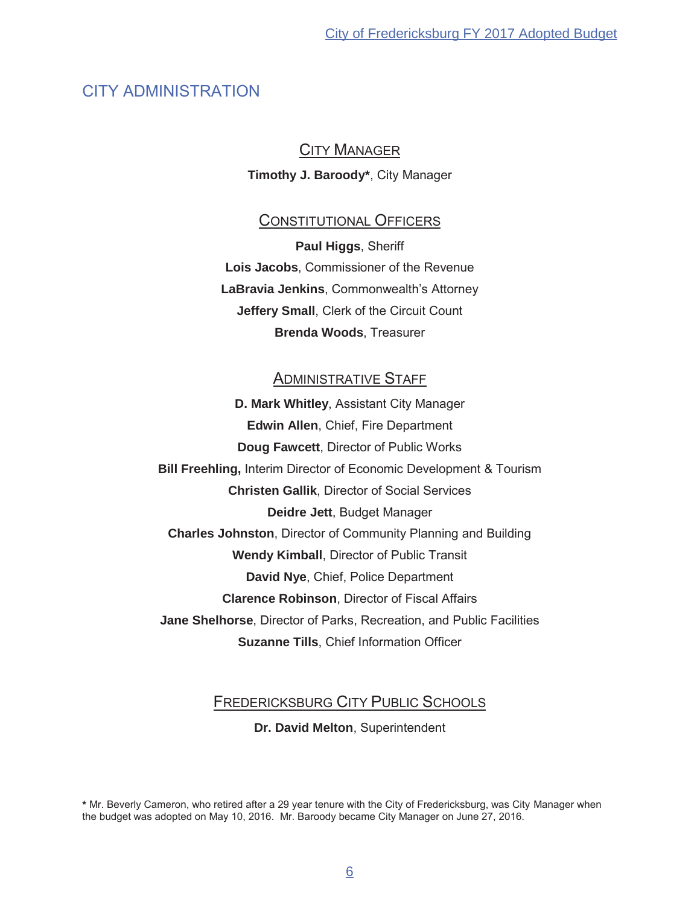# CITY ADMINISTRATION

## City Manager

**Timothy J. Baroody***, City Manager

## Constitutional Officers

**Paul Higgs**, Sheriff

**Lois Jacobs**, Commissioner of the Revenue

**LaBravia Jenkins**, Commonwealth's Attorney

**Jeffery Small**, Clerk of the Circuit Count

**Brenda Woods**, Treasurer

## Administrative Staff

**D. Mark Whitley**, Assistant City Manager

**Edwin Allen**, Chief, Fire Department

**Doug Fawcett**, Director of Public Works

**Bill Freehling,** Interim Director of Economic Development & Tourism

**Christen Gallik**, Director of Social Services

**Deidre Jett**, Budget Manager

**Charles Johnston**, Director of Community Planning and Building

**Wendy Kimball**, Director of Public Transit

**David Nye**, Chief, Police Department

**Clarence Robinson**, Director of Fiscal Affairs

**Jane Shelhorse**, Director of Parks, Recreation, and Public Facilities

**Suzanne Tills**, Chief Information Officer

## Fredericksburg City Public Schools

**Dr. David Melton**, Superintendent

**\*** Mr. Beverly Cameron, who retired after a 29 year tenure with the City of Fredericksburg, was City Manager when the budget was adopted on May 10, 2016. Mr. Baroody became City Manager on June 27, 2016.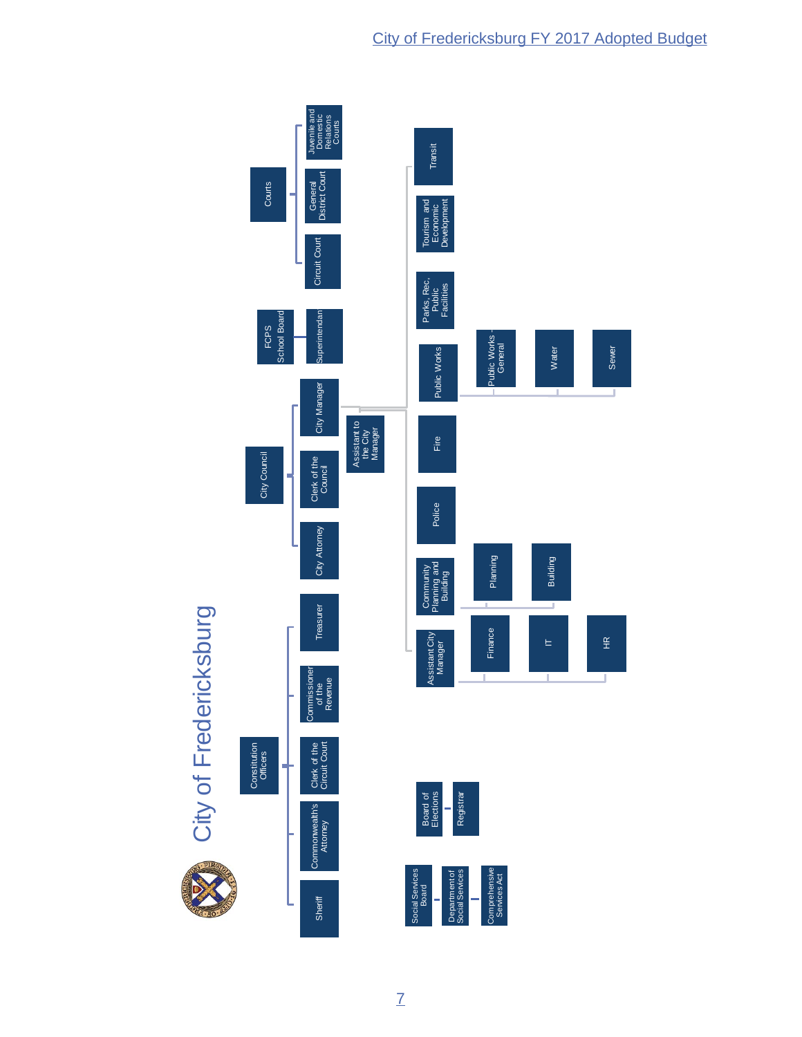# City of Fredericksburg

Constitution Officers
- Sheriff
- Commonwealth's Attorney
- Clerk of the Circuit Court
- Commissioner of the Revenue
- Treasurer

City Council
- City Attorney
- Clerk of the Council
- City Manager
  - Assistant to the City Manager
  - Assistant City Manager
    - Finance
    - IT
    - HR
  - Community Planning and Building
    - Planning
    - Building
  - Police
  - Fire
  - Public Works
    - Public Works - General
    - Water
    - Sewer
  - Parks, Rec, Public Facilities
  - Tourism and Economic Development
  - Transit

FCPS School Board
- Superintendent

Courts
- Circuit Court
- General District Court
- Juvenile and Domestic Relations Courts

Board of Elections
- Registrar

Social Services Board
- Department of Social Services
- Comprehensive Services Act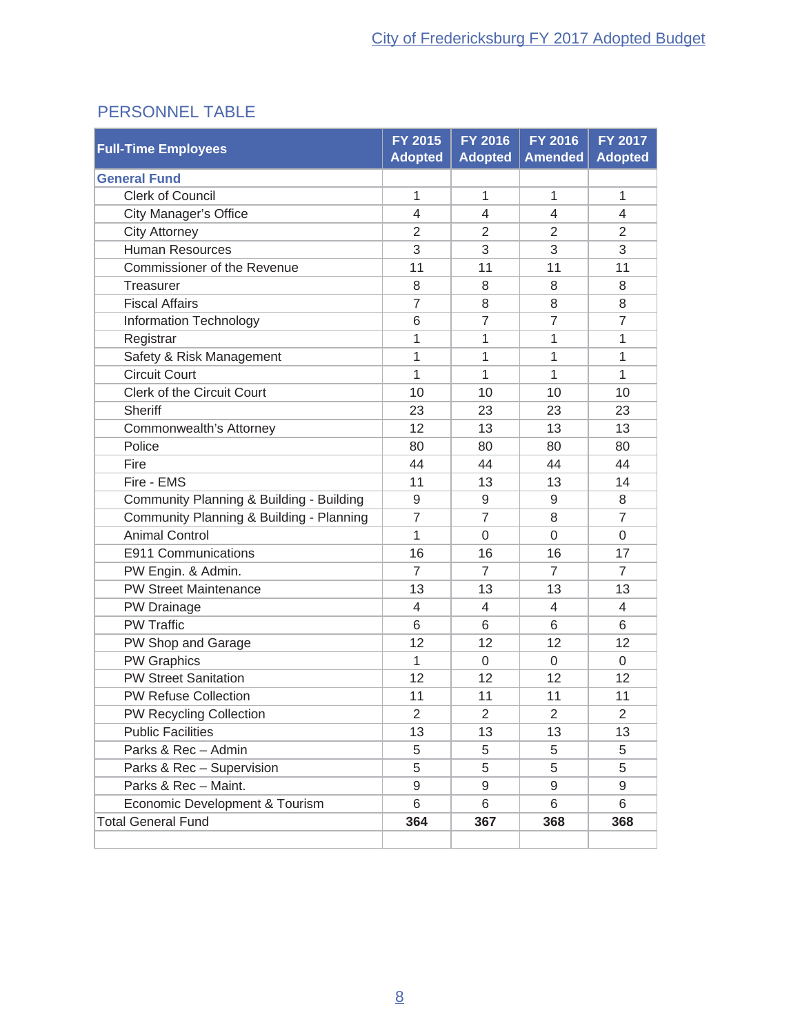## PERSONNEL TABLE

| Full-Time Employees | FY 2015 Adopted | FY 2016 Adopted | FY 2016 Amended | FY 2017 Adopted |
|---|---|---|---|---|
| **General Fund** | | | | |
| Clerk of Council | 1 | 1 | 1 | 1 |
| City Manager's Office | 4 | 4 | 4 | 4 |
| City Attorney | 2 | 2 | 2 | 2 |
| Human Resources | 3 | 3 | 3 | 3 |
| Commissioner of the Revenue | 11 | 11 | 11 | 11 |
| Treasurer | 8 | 8 | 8 | 8 |
| Fiscal Affairs | 7 | 8 | 8 | 8 |
| Information Technology | 6 | 7 | 7 | 7 |
| Registrar | 1 | 1 | 1 | 1 |
| Safety & Risk Management | 1 | 1 | 1 | 1 |
| Circuit Court | 1 | 1 | 1 | 1 |
| Clerk of the Circuit Court | 10 | 10 | 10 | 10 |
| Sheriff | 23 | 23 | 23 | 23 |
| Commonwealth's Attorney | 12 | 13 | 13 | 13 |
| Police | 80 | 80 | 80 | 80 |
| Fire | 44 | 44 | 44 | 44 |
| Fire - EMS | 11 | 13 | 13 | 14 |
| Community Planning & Building - Building | 9 | 9 | 9 | 8 |
| Community Planning & Building - Planning | 7 | 7 | 8 | 7 |
| Animal Control | 1 | 0 | 0 | 0 |
| E911 Communications | 16 | 16 | 16 | 17 |
| PW Engin. & Admin. | 7 | 7 | 7 | 7 |
| PW Street Maintenance | 13 | 13 | 13 | 13 |
| PW Drainage | 4 | 4 | 4 | 4 |
| PW Traffic | 6 | 6 | 6 | 6 |
| PW Shop and Garage | 12 | 12 | 12 | 12 |
| PW Graphics | 1 | 0 | 0 | 0 |
| PW Street Sanitation | 12 | 12 | 12 | 12 |
| PW Refuse Collection | 11 | 11 | 11 | 11 |
| PW Recycling Collection | 2 | 2 | 2 | 2 |
| Public Facilities | 13 | 13 | 13 | 13 |
| Parks & Rec – Admin | 5 | 5 | 5 | 5 |
| Parks & Rec – Supervision | 5 | 5 | 5 | 5 |
| Parks & Rec – Maint. | 9 | 9 | 9 | 9 |
| Economic Development & Tourism | 6 | 6 | 6 | 6 |
| Total General Fund | **364** | **367** | **368** | **368** |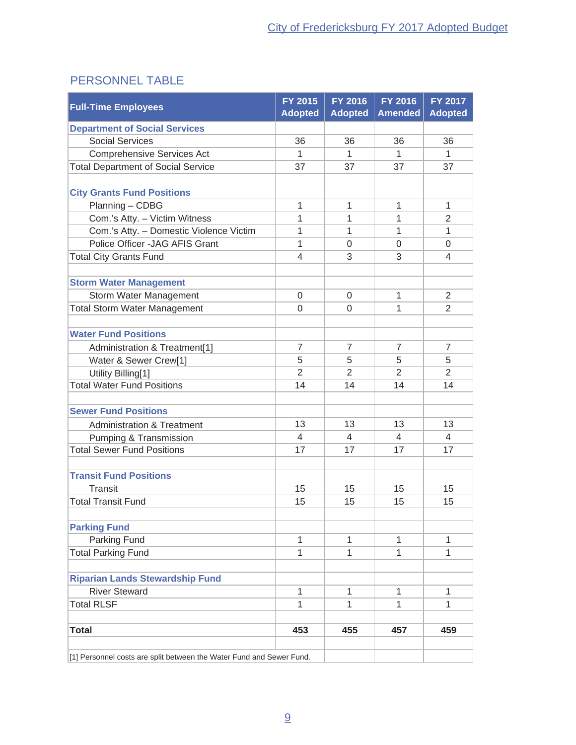## PERSONNEL TABLE

| Full-Time Employees | FY 2015 Adopted | FY 2016 Adopted | FY 2016 Amended | FY 2017 Adopted |
|---|---|---|---|---|
| **Department of Social Services** | | | | |
| Social Services | 36 | 36 | 36 | 36 |
| Comprehensive Services Act | 1 | 1 | 1 | 1 |
| Total Department of Social Service | 37 | 37 | 37 | 37 |
| | | | | |
| **City Grants Fund Positions** | | | | |
| Planning – CDBG | 1 | 1 | 1 | 1 |
| Com.'s Atty. – Victim Witness | 1 | 1 | 1 | 2 |
| Com.'s Atty. – Domestic Violence Victim | 1 | 1 | 1 | 1 |
| Police Officer -JAG AFIS Grant | 1 | 0 | 0 | 0 |
| Total City Grants Fund | 4 | 3 | 3 | 4 |
| | | | | |
| **Storm Water Management** | | | | |
| Storm Water Management | 0 | 0 | 1 | 2 |
| Total Storm Water Management | 0 | 0 | 1 | 2 |
| | | | | |
| **Water Fund Positions** | | | | |
| Administration & Treatment[1] | 7 | 7 | 7 | 7 |
| Water & Sewer Crew[1] | 5 | 5 | 5 | 5 |
| Utility Billing[1] | 2 | 2 | 2 | 2 |
| Total Water Fund Positions | 14 | 14 | 14 | 14 |
| | | | | |
| **Sewer Fund Positions** | | | | |
| Administration & Treatment | 13 | 13 | 13 | 13 |
| Pumping & Transmission | 4 | 4 | 4 | 4 |
| Total Sewer Fund Positions | 17 | 17 | 17 | 17 |
| | | | | |
| **Transit Fund Positions** | | | | |
| Transit | 15 | 15 | 15 | 15 |
| Total Transit Fund | 15 | 15 | 15 | 15 |
| | | | | |
| **Parking Fund** | | | | |
| Parking Fund | 1 | 1 | 1 | 1 |
| Total Parking Fund | 1 | 1 | 1 | 1 |
| | | | | |
| **Riparian Lands Stewardship Fund** | | | | |
| River Steward | 1 | 1 | 1 | 1 |
| Total RLSF | 1 | 1 | 1 | 1 |
| | | | | |
| **Total** | **453** | **455** | **457** | **459** |

[1] Personnel costs are split between the Water Fund and Sewer Fund.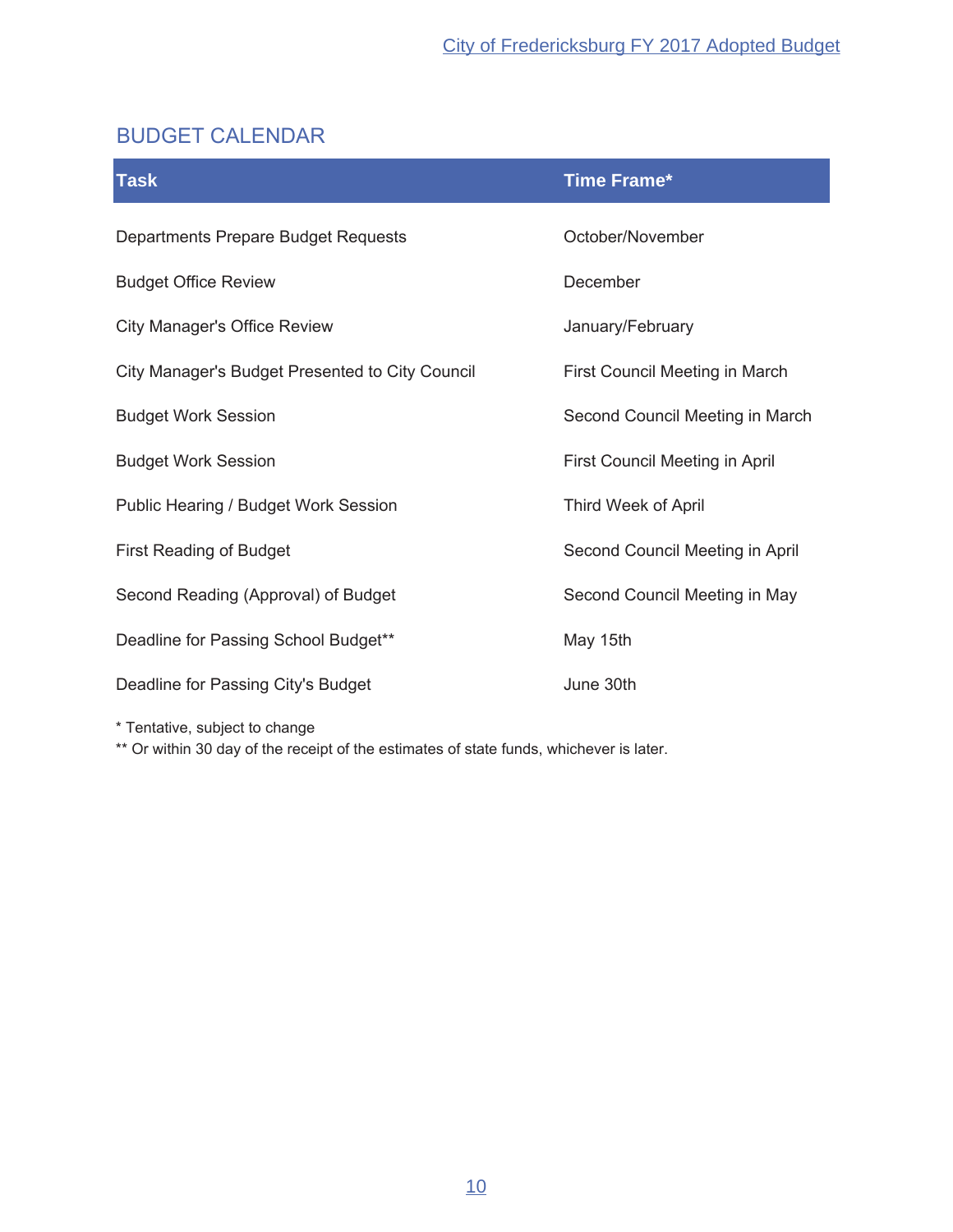## BUDGET CALENDAR

| Task | Time Frame* |
|---|---|
| Departments Prepare Budget Requests | October/November |
| Budget Office Review | December |
| City Manager's Office Review | January/February |
| City Manager's Budget Presented to City Council | First Council Meeting in March |
| Budget Work Session | Second Council Meeting in March |
| Budget Work Session | First Council Meeting in April |
| Public Hearing / Budget Work Session | Third Week of April |
| First Reading of Budget | Second Council Meeting in April |
| Second Reading (Approval) of Budget | Second Council Meeting in May |
| Deadline for Passing School Budget** | May 15th |
| Deadline for Passing City's Budget | June 30th |

* Tentative, subject to change

** Or within 30 day of the receipt of the estimates of state funds, whichever is later.